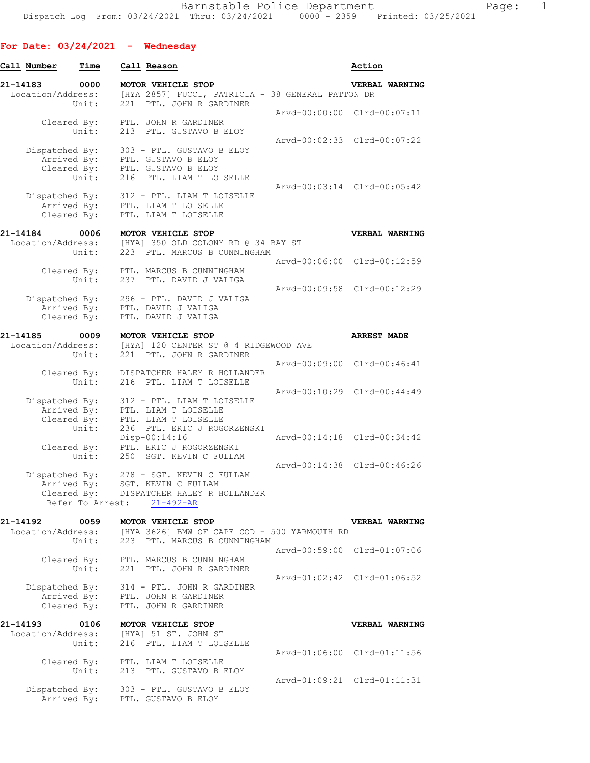Barnstable Police Department
Dispatch Log From: 03/24/2021 Thru: 03/24/2021 0000 - 2359 Printed: 03/25/2021

## For Date: 03/24/2021 - Wednesday

```
Call Number     Time     Call Reason                                      Action

21-14183        0000     MOTOR VEHICLE STOP                               VERBAL WARNING
  Location/Address:      [HYA 2857] FUCCI, PATRICIA - 38 GENERAL PATTON DR
              Unit:      221  PTL. JOHN R GARDINER
                                                  Arvd-00:00:00  Clrd-00:07:11
        Cleared By:      PTL. JOHN R GARDINER
              Unit:      213  PTL. GUSTAVO B ELOY
                                                  Arvd-00:02:33  Clrd-00:07:22
     Dispatched By:      303 - PTL. GUSTAVO B ELOY
        Arrived By:      PTL. GUSTAVO B ELOY
        Cleared By:      PTL. GUSTAVO B ELOY
              Unit:      216  PTL. LIAM T LOISELLE
                                                  Arvd-00:03:14  Clrd-00:05:42
     Dispatched By:      312 - PTL. LIAM T LOISELLE
        Arrived By:      PTL. LIAM T LOISELLE
        Cleared By:      PTL. LIAM T LOISELLE

21-14184        0006     MOTOR VEHICLE STOP                               VERBAL WARNING
  Location/Address:      [HYA] 350 OLD COLONY RD @ 34 BAY ST
              Unit:      223  PTL. MARCUS B CUNNINGHAM
                                                  Arvd-00:06:00  Clrd-00:12:59
        Cleared By:      PTL. MARCUS B CUNNINGHAM
              Unit:      237  PTL. DAVID J VALIGA
                                                  Arvd-00:09:58  Clrd-00:12:29
     Dispatched By:      296 - PTL. DAVID J VALIGA
        Arrived By:      PTL. DAVID J VALIGA
        Cleared By:      PTL. DAVID J VALIGA

21-14185        0009     MOTOR VEHICLE STOP                               ARREST MADE
  Location/Address:      [HYA] 120 CENTER ST @ 4 RIDGEWOOD AVE
              Unit:      221  PTL. JOHN R GARDINER
                                                  Arvd-00:09:00  Clrd-00:46:41
        Cleared By:      DISPATCHER HALEY R HOLLANDER
              Unit:      216  PTL. LIAM T LOISELLE
                                                  Arvd-00:10:29  Clrd-00:44:49
     Dispatched By:      312 - PTL. LIAM T LOISELLE
        Arrived By:      PTL. LIAM T LOISELLE
        Cleared By:      PTL. LIAM T LOISELLE
              Unit:      236  PTL. ERIC J ROGORZENSKI
                         Disp-00:14:16            Arvd-00:14:18  Clrd-00:34:42
        Cleared By:      PTL. ERIC J ROGORZENSKI
              Unit:      250  SGT. KEVIN C FULLAM
                                                  Arvd-00:14:38  Clrd-00:46:26
     Dispatched By:      278 - SGT. KEVIN C FULLAM
        Arrived By:      SGT. KEVIN C FULLAM
        Cleared By:      DISPATCHER HALEY R HOLLANDER
   Refer To Arrest:      21-492-AR

21-14192        0059     MOTOR VEHICLE STOP                               VERBAL WARNING
  Location/Address:      [HYA 3626] BMW OF CAPE COD - 500 YARMOUTH RD
              Unit:      223  PTL. MARCUS B CUNNINGHAM
                                                  Arvd-00:59:00  Clrd-01:07:06
        Cleared By:      PTL. MARCUS B CUNNINGHAM
              Unit:      221  PTL. JOHN R GARDINER
                                                  Arvd-01:02:42  Clrd-01:06:52
     Dispatched By:      314 - PTL. JOHN R GARDINER
        Arrived By:      PTL. JOHN R GARDINER
        Cleared By:      PTL. JOHN R GARDINER

21-14193        0106     MOTOR VEHICLE STOP                               VERBAL WARNING
  Location/Address:      [HYA] 51 ST. JOHN ST
              Unit:      216  PTL. LIAM T LOISELLE
                                                  Arvd-01:06:00  Clrd-01:11:56
        Cleared By:      PTL. LIAM T LOISELLE
              Unit:      213  PTL. GUSTAVO B ELOY
                                                  Arvd-01:09:21  Clrd-01:11:31
     Dispatched By:      303 - PTL. GUSTAVO B ELOY
        Arrived By:      PTL. GUSTAVO B ELOY
```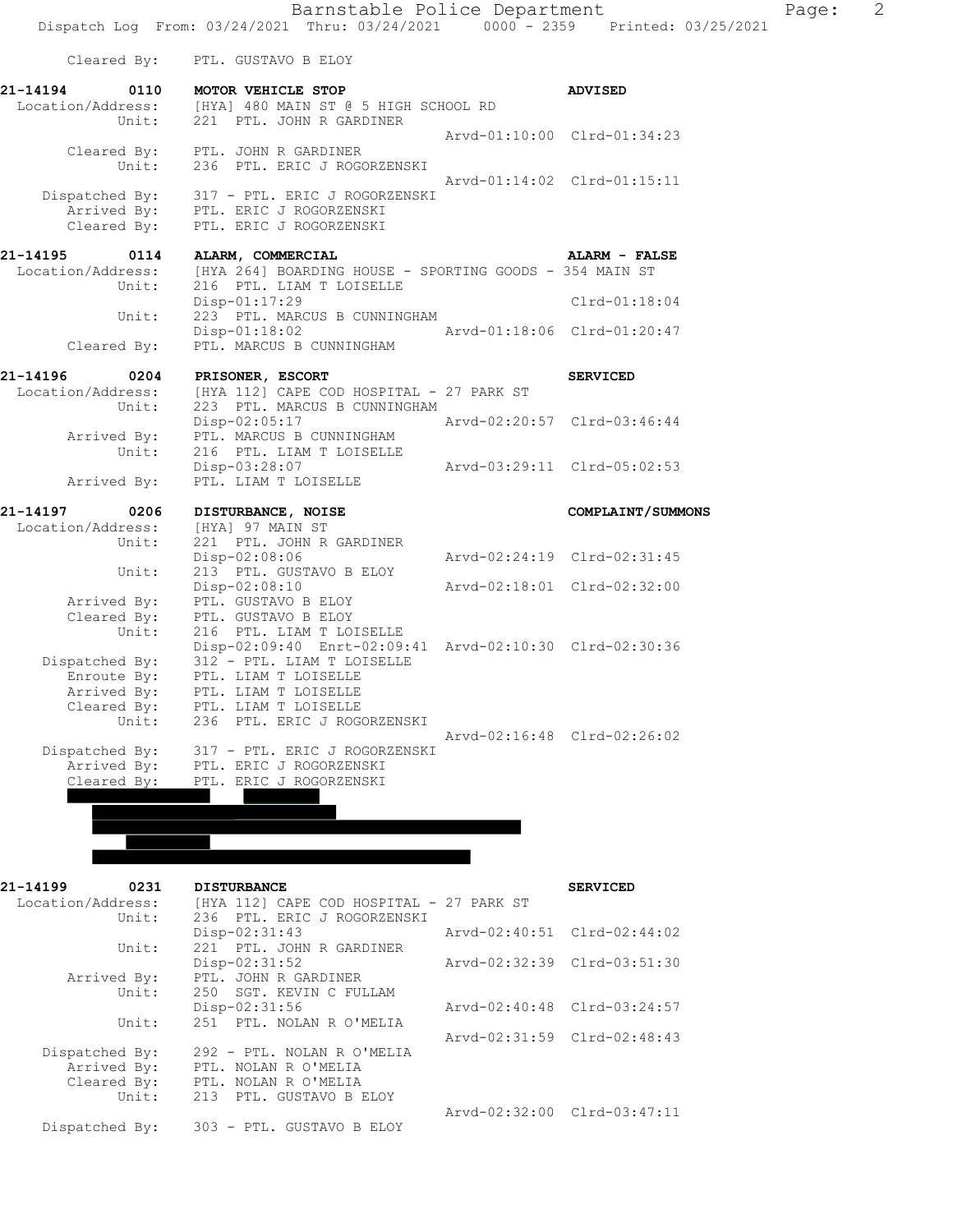Cleared By: PTL. GUSTAVO B ELOY

**21-14194 0110 MOTOR VEHICLE STOP** **ADVISED**

```
Location/Address:  [HYA] 480 MAIN ST @ 5 HIGH SCHOOL RD
           Unit:   221  PTL. JOHN R GARDINER
                                               Arvd-01:10:00  Clrd-01:34:23
     Cleared By:   PTL. JOHN R GARDINER
           Unit:   236  PTL. ERIC J ROGORZENSKI
                                               Arvd-01:14:02  Clrd-01:15:11
  Dispatched By:   317 - PTL. ERIC J ROGORZENSKI
     Arrived By:   PTL. ERIC J ROGORZENSKI
     Cleared By:   PTL. ERIC J ROGORZENSKI
```

**21-14195 0114 ALARM, COMMERCIAL** **ALARM - FALSE**

```
Location/Address:  [HYA 264] BOARDING HOUSE - SPORTING GOODS - 354 MAIN ST
           Unit:   216  PTL. LIAM T LOISELLE
                   Disp-01:17:29                              Clrd-01:18:04
           Unit:   223  PTL. MARCUS B CUNNINGHAM
                   Disp-01:18:02               Arvd-01:18:06  Clrd-01:20:47
     Cleared By:   PTL. MARCUS B CUNNINGHAM
```

**21-14196 0204 PRISONER, ESCORT** **SERVICED**

```
Location/Address:  [HYA 112] CAPE COD HOSPITAL - 27 PARK ST
           Unit:   223  PTL. MARCUS B CUNNINGHAM
                   Disp-02:05:17               Arvd-02:20:57  Clrd-03:46:44
     Arrived By:   PTL. MARCUS B CUNNINGHAM
           Unit:   216  PTL. LIAM T LOISELLE
                   Disp-03:28:07               Arvd-03:29:11  Clrd-05:02:53
     Arrived By:   PTL. LIAM T LOISELLE
```

**21-14197 0206 DISTURBANCE, NOISE** **COMPLAINT/SUMMONS**

```
Location/Address:  [HYA] 97 MAIN ST
           Unit:   221  PTL. JOHN R GARDINER
                   Disp-02:08:06               Arvd-02:24:19  Clrd-02:31:45
           Unit:   213  PTL. GUSTAVO B ELOY
                   Disp-02:08:10               Arvd-02:18:01  Clrd-02:32:00
     Arrived By:   PTL. GUSTAVO B ELOY
     Cleared By:   PTL. GUSTAVO B ELOY
           Unit:   216  PTL. LIAM T LOISELLE
                   Disp-02:09:40  Enrt-02:09:41  Arvd-02:10:30  Clrd-02:30:36
  Dispatched By:   312 - PTL. LIAM T LOISELLE
     Enroute By:   PTL. LIAM T LOISELLE
     Arrived By:   PTL. LIAM T LOISELLE
     Cleared By:   PTL. LIAM T LOISELLE
           Unit:   236  PTL. ERIC J ROGORZENSKI
                                               Arvd-02:16:48  Clrd-02:26:02
  Dispatched By:   317 - PTL. ERIC J ROGORZENSKI
     Arrived By:   PTL. ERIC J ROGORZENSKI
     Cleared By:   PTL. ERIC J ROGORZENSKI
```

**21-14199 0231 DISTURBANCE** **SERVICED**

```
Location/Address:  [HYA 112] CAPE COD HOSPITAL - 27 PARK ST
           Unit:   236  PTL. ERIC J ROGORZENSKI
                   Disp-02:31:43               Arvd-02:40:51  Clrd-02:44:02
           Unit:   221  PTL. JOHN R GARDINER
                   Disp-02:31:52               Arvd-02:32:39  Clrd-03:51:30
     Arrived By:   PTL. JOHN R GARDINER
           Unit:   250  SGT. KEVIN C FULLAM
                   Disp-02:31:56               Arvd-02:40:48  Clrd-03:24:57
           Unit:   251  PTL. NOLAN R O'MELIA
                                               Arvd-02:31:59  Clrd-02:48:43
  Dispatched By:   292 - PTL. NOLAN R O'MELIA
     Arrived By:   PTL. NOLAN R O'MELIA
     Cleared By:   PTL. NOLAN R O'MELIA
           Unit:   213  PTL. GUSTAVO B ELOY
                                               Arvd-02:32:00  Clrd-03:47:11
  Dispatched By:   303 - PTL. GUSTAVO B ELOY
```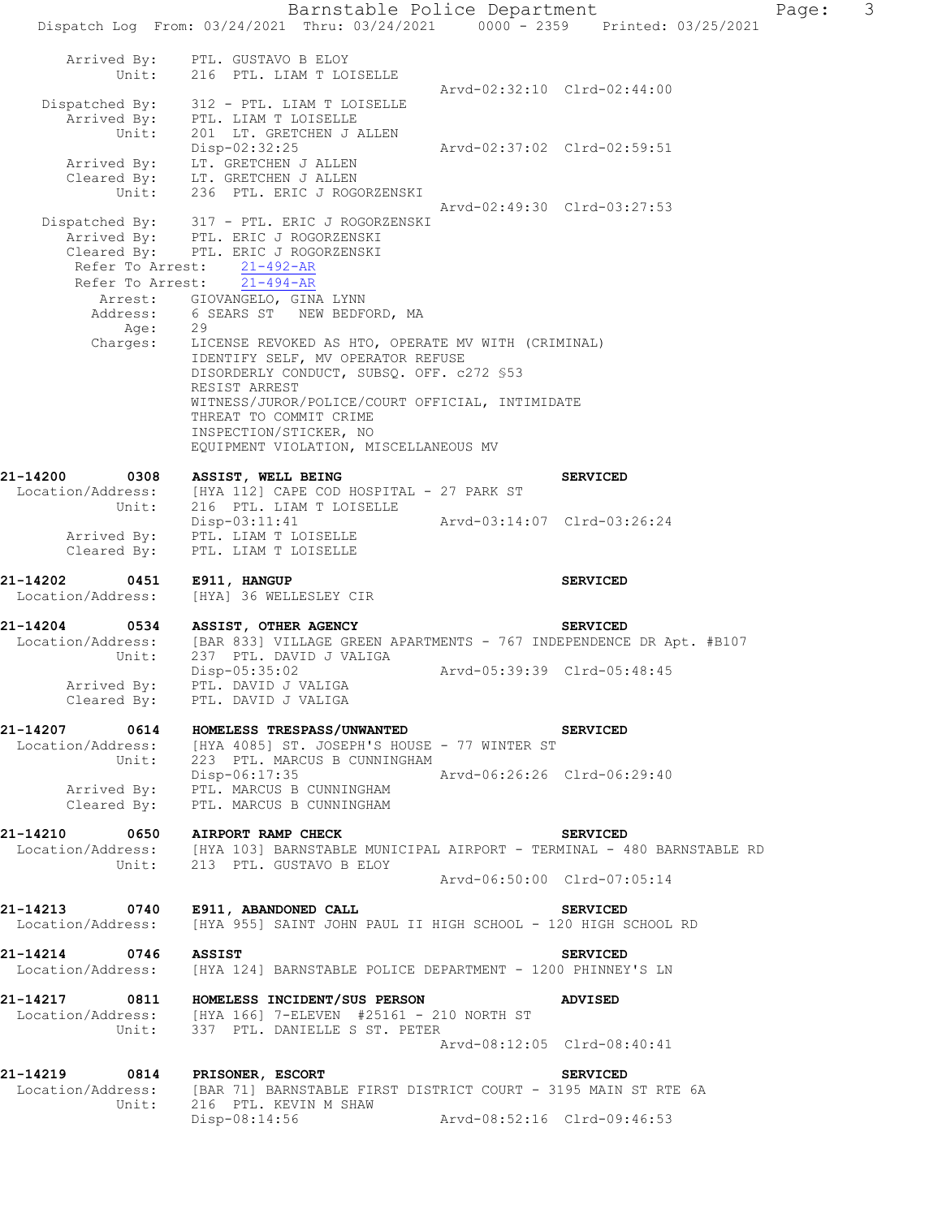```
        Arrived By:    PTL. GUSTAVO B ELOY
              Unit:    216  PTL. LIAM T LOISELLE
                                                       Arvd-02:32:10  Clrd-02:44:00
     Dispatched By:    312 - PTL. LIAM T LOISELLE
        Arrived By:    PTL. LIAM T LOISELLE
              Unit:    201  LT. GRETCHEN J ALLEN
                       Disp-02:32:25                   Arvd-02:37:02  Clrd-02:59:51
        Arrived By:    LT. GRETCHEN J ALLEN
        Cleared By:    LT. GRETCHEN J ALLEN
              Unit:    236  PTL. ERIC J ROGORZENSKI
                                                       Arvd-02:49:30  Clrd-03:27:53
     Dispatched By:    317 - PTL. ERIC J ROGORZENSKI
        Arrived By:    PTL. ERIC J ROGORZENSKI
        Cleared By:    PTL. ERIC J ROGORZENSKI
   Refer To Arrest:    21-492-AR
   Refer To Arrest:    21-494-AR
            Arrest:    GIOVANGELO, GINA LYNN
           Address:    6 SEARS ST   NEW BEDFORD, MA
               Age:    29
           Charges:    LICENSE REVOKED AS HTO, OPERATE MV WITH (CRIMINAL)
                       IDENTIFY SELF, MV OPERATOR REFUSE
                       DISORDERLY CONDUCT, SUBSQ. OFF. c272 §53
                       RESIST ARREST
                       WITNESS/JUROR/POLICE/COURT OFFICIAL, INTIMIDATE
                       THREAT TO COMMIT CRIME
                       INSPECTION/STICKER, NO
                       EQUIPMENT VIOLATION, MISCELLANEOUS MV

21-14200       0308    ASSIST, WELL BEING                               SERVICED
 Location/Address:     [HYA 112] CAPE COD HOSPITAL - 27 PARK ST
              Unit:    216  PTL. LIAM T LOISELLE
                       Disp-03:11:41                   Arvd-03:14:07  Clrd-03:26:24
        Arrived By:    PTL. LIAM T LOISELLE
        Cleared By:    PTL. LIAM T LOISELLE

21-14202       0451    E911, HANGUP                                     SERVICED
 Location/Address:     [HYA] 36 WELLESLEY CIR

21-14204       0534    ASSIST, OTHER AGENCY                             SERVICED
 Location/Address:     [BAR 833] VILLAGE GREEN APARTMENTS - 767 INDEPENDENCE DR Apt. #B107
              Unit:    237  PTL. DAVID J VALIGA
                       Disp-05:35:02                   Arvd-05:39:39  Clrd-05:48:45
        Arrived By:    PTL. DAVID J VALIGA
        Cleared By:    PTL. DAVID J VALIGA

21-14207       0614    HOMELESS TRESPASS/UNWANTED                       SERVICED
 Location/Address:     [HYA 4085] ST. JOSEPH'S HOUSE - 77 WINTER ST
              Unit:    223  PTL. MARCUS B CUNNINGHAM
                       Disp-06:17:35                   Arvd-06:26:26  Clrd-06:29:40
        Arrived By:    PTL. MARCUS B CUNNINGHAM
        Cleared By:    PTL. MARCUS B CUNNINGHAM

21-14210       0650    AIRPORT RAMP CHECK                               SERVICED
 Location/Address:     [HYA 103] BARNSTABLE MUNICIPAL AIRPORT - TERMINAL - 480 BARNSTABLE RD
              Unit:    213  PTL. GUSTAVO B ELOY
                                                       Arvd-06:50:00  Clrd-07:05:14

21-14213       0740    E911, ABANDONED CALL                             SERVICED
 Location/Address:     [HYA 955] SAINT JOHN PAUL II HIGH SCHOOL - 120 HIGH SCHOOL RD

21-14214       0746    ASSIST                                           SERVICED
 Location/Address:     [HYA 124] BARNSTABLE POLICE DEPARTMENT - 1200 PHINNEY'S LN

21-14217       0811    HOMELESS INCIDENT/SUS PERSON                     ADVISED
 Location/Address:     [HYA 166] 7-ELEVEN  #25161 - 210 NORTH ST
              Unit:    337  PTL. DANIELLE S ST. PETER
                                                       Arvd-08:12:05  Clrd-08:40:41

21-14219       0814    PRISONER, ESCORT                                 SERVICED
 Location/Address:     [BAR 71] BARNSTABLE FIRST DISTRICT COURT - 3195 MAIN ST RTE 6A
              Unit:    216  PTL. KEVIN M SHAW
                       Disp-08:14:56                   Arvd-08:52:16  Clrd-09:46:53
```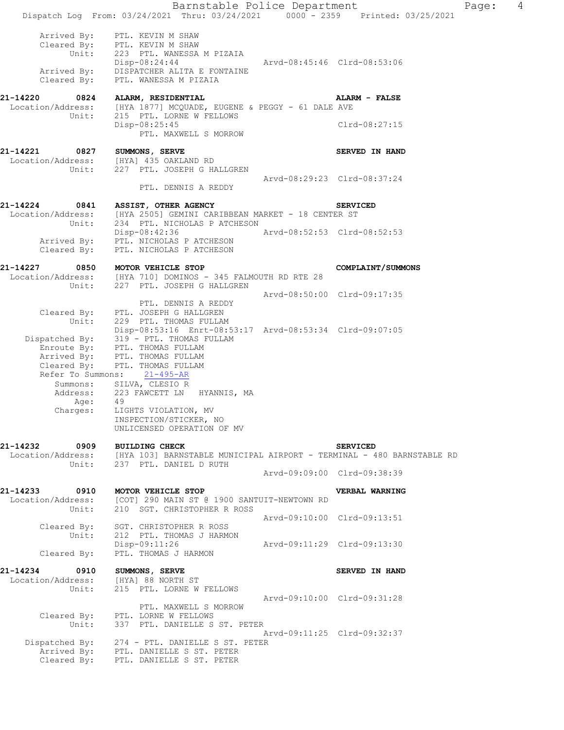```
        Arrived By:    PTL. KEVIN M SHAW
        Cleared By:    PTL. KEVIN M SHAW
             Unit:     223  PTL. WANESSA M PIZAIA
                       Disp-08:24:44                 Arvd-08:45:46  Clrd-08:53:06
        Arrived By:    DISPATCHER ALITA E FONTAINE
        Cleared By:    PTL. WANESSA M PIZAIA

21-14220        0824   ALARM, RESIDENTIAL                            ALARM - FALSE
  Location/Address:    [HYA 1877] MCQUADE, EUGENE & PEGGY - 61 DALE AVE
             Unit:     215  PTL. LORNE W FELLOWS
                       Disp-08:25:45                                Clrd-08:27:15
                            PTL. MAXWELL S MORROW

21-14221        0827   SUMMONS, SERVE                                SERVED IN HAND
  Location/Address:    [HYA] 435 OAKLAND RD
             Unit:     227  PTL. JOSEPH G HALLGREN
                                                     Arvd-08:29:23  Clrd-08:37:24
                            PTL. DENNIS A REDDY

21-14224        0841   ASSIST, OTHER AGENCY                          SERVICED
  Location/Address:    [HYA 2505] GEMINI CARIBBEAN MARKET - 18 CENTER ST
             Unit:     234  PTL. NICHOLAS P ATCHESON
                       Disp-08:42:36                 Arvd-08:52:53  Clrd-08:52:53
        Arrived By:    PTL. NICHOLAS P ATCHESON
        Cleared By:    PTL. NICHOLAS P ATCHESON

21-14227        0850   MOTOR VEHICLE STOP                            COMPLAINT/SUMMONS
  Location/Address:    [HYA 710] DOMINOS - 345 FALMOUTH RD RTE 28
             Unit:     227  PTL. JOSEPH G HALLGREN
                                                     Arvd-08:50:00  Clrd-09:17:35
                            PTL. DENNIS A REDDY
        Cleared By:    PTL. JOSEPH G HALLGREN
             Unit:     229  PTL. THOMAS FULLAM
                       Disp-08:53:16  Enrt-08:53:17  Arvd-08:53:34  Clrd-09:07:05
     Dispatched By:    319 - PTL. THOMAS FULLAM
        Enroute By:    PTL. THOMAS FULLAM
        Arrived By:    PTL. THOMAS FULLAM
        Cleared By:    PTL. THOMAS FULLAM
      Refer To Summons:    21-495-AR
          Summons:     SILVA, CLESIO R
          Address:     223 FAWCETT LN   HYANNIS, MA
              Age:     49
          Charges:     LIGHTS VIOLATION, MV
                       INSPECTION/STICKER, NO
                       UNLICENSED OPERATION OF MV

21-14232        0909   BUILDING CHECK                                SERVICED
  Location/Address:    [HYA 103] BARNSTABLE MUNICIPAL AIRPORT - TERMINAL - 480 BARNSTABLE RD
             Unit:     237  PTL. DANIEL D RUTH
                                                     Arvd-09:09:00  Clrd-09:38:39

21-14233        0910   MOTOR VEHICLE STOP                            VERBAL WARNING
  Location/Address:    [COT] 290 MAIN ST @ 1900 SANTUIT-NEWTOWN RD
             Unit:     210  SGT. CHRISTOPHER R ROSS
                                                     Arvd-09:10:00  Clrd-09:13:51
        Cleared By:    SGT. CHRISTOPHER R ROSS
             Unit:     212  PTL. THOMAS J HARMON
                       Disp-09:11:26                 Arvd-09:11:29  Clrd-09:13:30
        Cleared By:    PTL. THOMAS J HARMON

21-14234        0910   SUMMONS, SERVE                                SERVED IN HAND
  Location/Address:    [HYA] 88 NORTH ST
             Unit:     215  PTL. LORNE W FELLOWS
                                                     Arvd-09:10:00  Clrd-09:31:28
                            PTL. MAXWELL S MORROW
        Cleared By:    PTL. LORNE W FELLOWS
             Unit:     337  PTL. DANIELLE S ST. PETER
                                                     Arvd-09:11:25  Clrd-09:32:37
     Dispatched By:    274 - PTL. DANIELLE S ST. PETER
        Arrived By:    PTL. DANIELLE S ST. PETER
        Cleared By:    PTL. DANIELLE S ST. PETER
```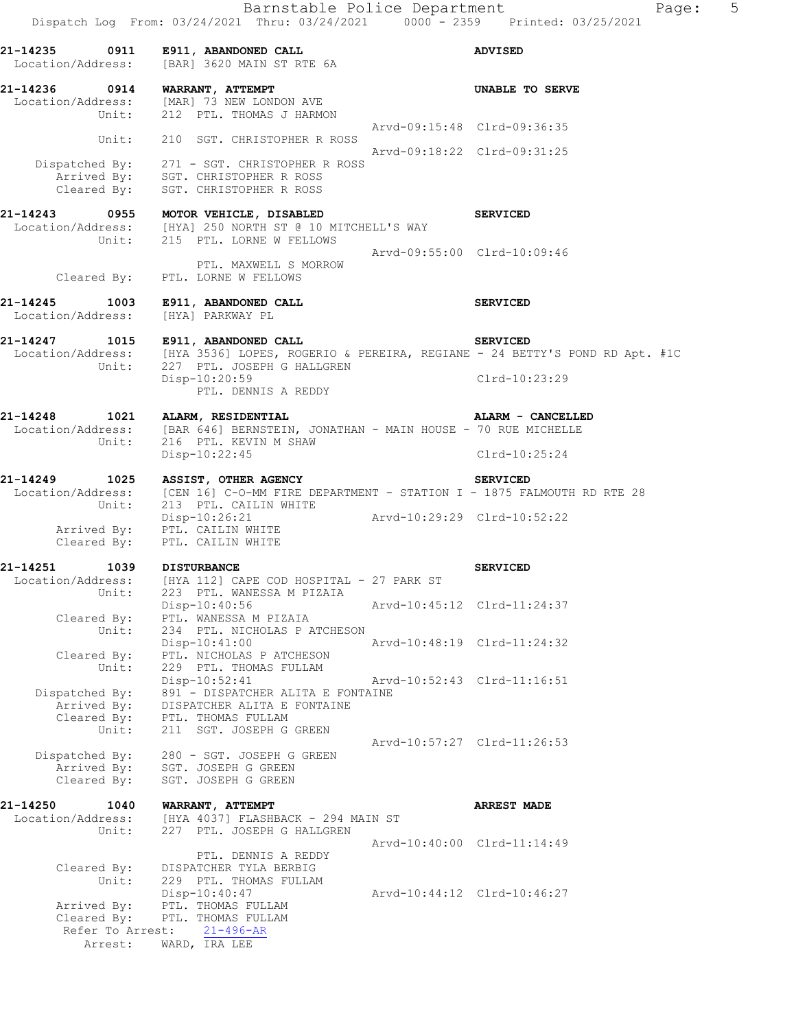**21-14235 0911 E911, ABANDONED CALL** **ADVISED**
Location/Address: [BAR] 3620 MAIN ST RTE 6A

**21-14236 0914 WARRANT, ATTEMPT** **UNABLE TO SERVE**
Location/Address: [MAR] 73 NEW LONDON AVE
Unit: 212 PTL. THOMAS J HARMON
Arvd-09:15:48 Clrd-09:36:35
Unit: 210 SGT. CHRISTOPHER R ROSS
Arvd-09:18:22 Clrd-09:31:25
Dispatched By: 271 - SGT. CHRISTOPHER R ROSS
Arrived By: SGT. CHRISTOPHER R ROSS
Cleared By: SGT. CHRISTOPHER R ROSS

**21-14243 0955 MOTOR VEHICLE, DISABLED** **SERVICED**
Location/Address: [HYA] 250 NORTH ST @ 10 MITCHELL'S WAY
Unit: 215 PTL. LORNE W FELLOWS
Arvd-09:55:00 Clrd-10:09:46
PTL. MAXWELL S MORROW
Cleared By: PTL. LORNE W FELLOWS

**21-14245 1003 E911, ABANDONED CALL** **SERVICED**
Location/Address: [HYA] PARKWAY PL

**21-14247 1015 E911, ABANDONED CALL** **SERVICED**
Location/Address: [HYA 3536] LOPES, ROGERIO & PEREIRA, REGIANE - 24 BETTY'S POND RD Apt. #1C
Unit: 227 PTL. JOSEPH G HALLGREN
Disp-10:20:59 Clrd-10:23:29
PTL. DENNIS A REDDY

**21-14248 1021 ALARM, RESIDENTIAL** **ALARM - CANCELLED**
Location/Address: [BAR 646] BERNSTEIN, JONATHAN - MAIN HOUSE - 70 RUE MICHELLE
Unit: 216 PTL. KEVIN M SHAW
Disp-10:22:45 Clrd-10:25:24

**21-14249 1025 ASSIST, OTHER AGENCY** **SERVICED**
Location/Address: [CEN 16] C-O-MM FIRE DEPARTMENT - STATION I - 1875 FALMOUTH RD RTE 28
Unit: 213 PTL. CAILIN WHITE
Disp-10:26:21 Arvd-10:29:29 Clrd-10:52:22
Arrived By: PTL. CAILIN WHITE
Cleared By: PTL. CAILIN WHITE

**21-14251 1039 DISTURBANCE** **SERVICED**
Location/Address: [HYA 112] CAPE COD HOSPITAL - 27 PARK ST
Unit: 223 PTL. WANESSA M PIZAIA
Disp-10:40:56 Arvd-10:45:12 Clrd-11:24:37
Cleared By: PTL. WANESSA M PIZAIA
Unit: 234 PTL. NICHOLAS P ATCHESON
Disp-10:41:00 Arvd-10:48:19 Clrd-11:24:32
Cleared By: PTL. NICHOLAS P ATCHESON
Unit: 229 PTL. THOMAS FULLAM
Disp-10:52:41 Arvd-10:52:43 Clrd-11:16:51
Dispatched By: 891 - DISPATCHER ALITA E FONTAINE
Arrived By: DISPATCHER ALITA E FONTAINE
Cleared By: PTL. THOMAS FULLAM
Unit: 211 SGT. JOSEPH G GREEN
Arvd-10:57:27 Clrd-11:26:53
Dispatched By: 280 - SGT. JOSEPH G GREEN
Arrived By: SGT. JOSEPH G GREEN
Cleared By: SGT. JOSEPH G GREEN

**21-14250 1040 WARRANT, ATTEMPT** **ARREST MADE**
Location/Address: [HYA 4037] FLASHBACK - 294 MAIN ST
Unit: 227 PTL. JOSEPH G HALLGREN
Arvd-10:40:00 Clrd-11:14:49
PTL. DENNIS A REDDY
Cleared By: DISPATCHER TYLA BERBIG
Unit: 229 PTL. THOMAS FULLAM
Disp-10:40:47 Arvd-10:44:12 Clrd-10:46:27
Arrived By: PTL. THOMAS FULLAM
Cleared By: PTL. THOMAS FULLAM
Refer To Arrest: 21-496-AR
Arrest: WARD, IRA LEE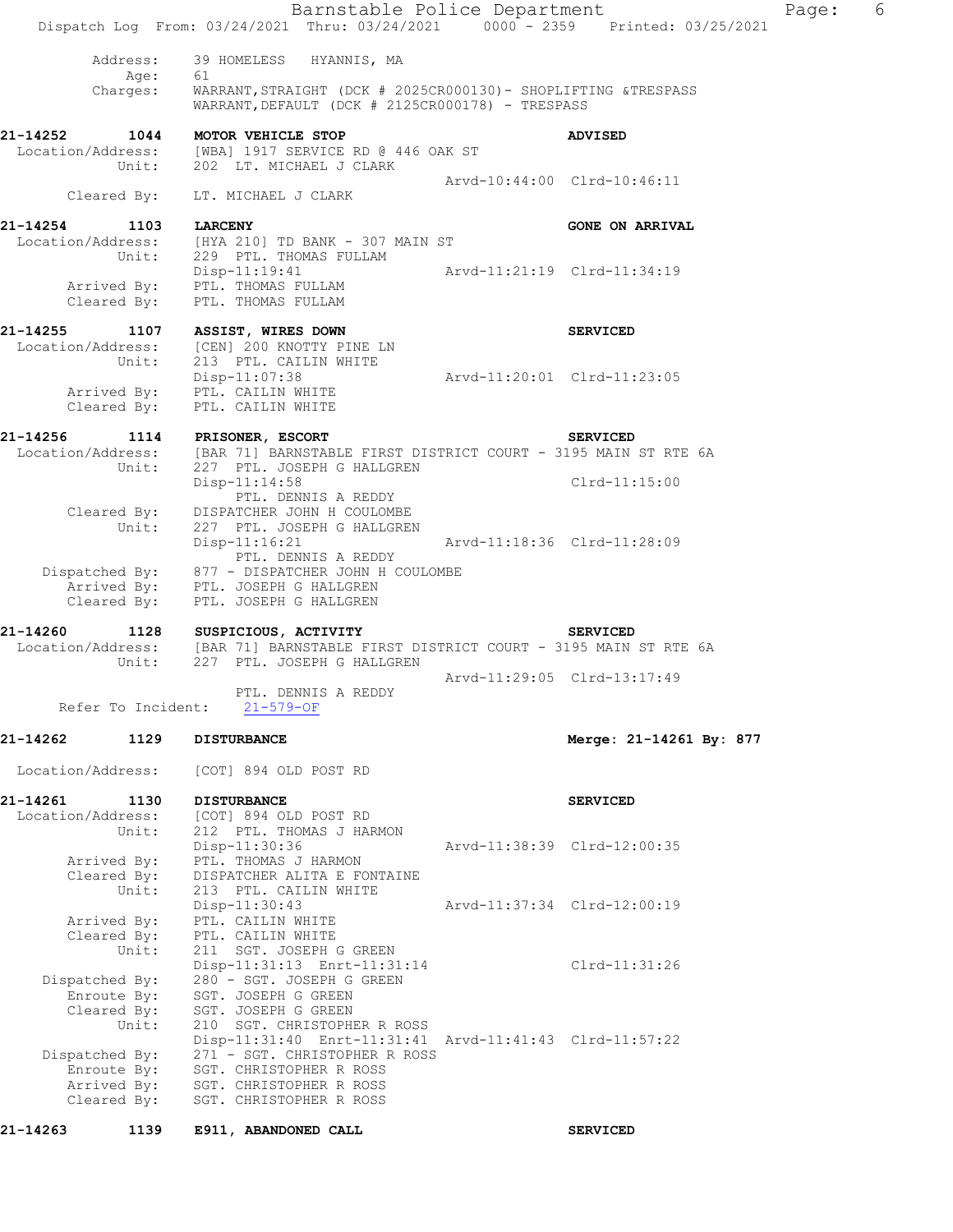Address: 39 HOMELESS HYANNIS, MA
Age: 61
Charges: WARRANT,STRAIGHT (DCK # 2025CR000130)- SHOPLIFTING &TRESPASS
WARRANT,DEFAULT (DCK # 2125CR000178) - TRESPASS

**21-14252 1044 MOTOR VEHICLE STOP** **ADVISED**
Location/Address: [WBA] 1917 SERVICE RD @ 446 OAK ST
Unit: 202 LT. MICHAEL J CLARK
Arvd-10:44:00 Clrd-10:46:11
Cleared By: LT. MICHAEL J CLARK

**21-14254 1103 LARCENY** **GONE ON ARRIVAL**
Location/Address: [HYA 210] TD BANK - 307 MAIN ST
Unit: 229 PTL. THOMAS FULLAM
Disp-11:19:41 Arvd-11:21:19 Clrd-11:34:19
Arrived By: PTL. THOMAS FULLAM
Cleared By: PTL. THOMAS FULLAM

**21-14255 1107 ASSIST, WIRES DOWN** **SERVICED**
Location/Address: [CEN] 200 KNOTTY PINE LN
Unit: 213 PTL. CAILIN WHITE
Disp-11:07:38 Arvd-11:20:01 Clrd-11:23:05
Arrived By: PTL. CAILIN WHITE
Cleared By: PTL. CAILIN WHITE

**21-14256 1114 PRISONER, ESCORT** **SERVICED**
Location/Address: [BAR 71] BARNSTABLE FIRST DISTRICT COURT - 3195 MAIN ST RTE 6A
Unit: 227 PTL. JOSEPH G HALLGREN
Disp-11:14:58 Clrd-11:15:00
PTL. DENNIS A REDDY
Cleared By: DISPATCHER JOHN H COULOMBE
Unit: 227 PTL. JOSEPH G HALLGREN
Disp-11:16:21 Arvd-11:18:36 Clrd-11:28:09
PTL. DENNIS A REDDY
Dispatched By: 877 - DISPATCHER JOHN H COULOMBE
Arrived By: PTL. JOSEPH G HALLGREN
Cleared By: PTL. JOSEPH G HALLGREN

**21-14260 1128 SUSPICIOUS, ACTIVITY** **SERVICED**
Location/Address: [BAR 71] BARNSTABLE FIRST DISTRICT COURT - 3195 MAIN ST RTE 6A
Unit: 227 PTL. JOSEPH G HALLGREN
Arvd-11:29:05 Clrd-13:17:49
PTL. DENNIS A REDDY
Refer To Incident: 21-579-OF

**21-14262 1129 DISTURBANCE** **Merge: 21-14261 By: 877**

Location/Address: [COT] 894 OLD POST RD

**21-14261 1130 DISTURBANCE** **SERVICED**
Location/Address: [COT] 894 OLD POST RD
Unit: 212 PTL. THOMAS J HARMON
Disp-11:30:36 Arvd-11:38:39 Clrd-12:00:35
Arrived By: PTL. THOMAS J HARMON
Cleared By: DISPATCHER ALITA E FONTAINE
Unit: 213 PTL. CAILIN WHITE
Disp-11:30:43 Arvd-11:37:34 Clrd-12:00:19
Arrived By: PTL. CAILIN WHITE
Cleared By: PTL. CAILIN WHITE
Unit: 211 SGT. JOSEPH G GREEN
Disp-11:31:13 Enrt-11:31:14 Clrd-11:31:26
Dispatched By: 280 - SGT. JOSEPH G GREEN
Enroute By: SGT. JOSEPH G GREEN
Cleared By: SGT. JOSEPH G GREEN
Unit: 210 SGT. CHRISTOPHER R ROSS
Disp-11:31:40 Enrt-11:31:41 Arvd-11:41:43 Clrd-11:57:22
Dispatched By: 271 - SGT. CHRISTOPHER R ROSS
Enroute By: SGT. CHRISTOPHER R ROSS
Arrived By: SGT. CHRISTOPHER R ROSS
Cleared By: SGT. CHRISTOPHER R ROSS

**21-14263 1139 E911, ABANDONED CALL** **SERVICED**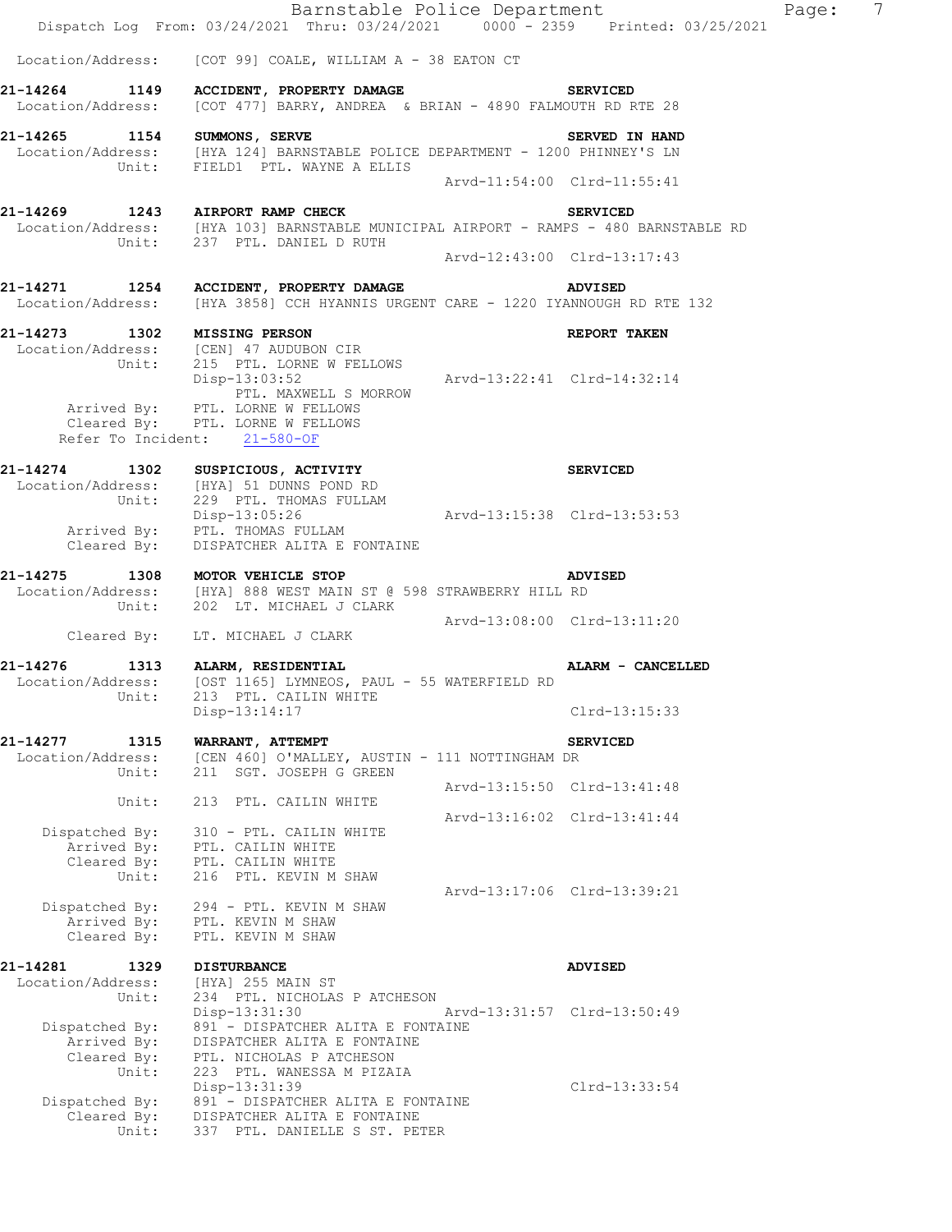Location/Address: [COT 99] COALE, WILLIAM A - 38 EATON CT

**21-14264 1149 ACCIDENT, PROPERTY DAMAGE SERVICED**
Location/Address: [COT 477] BARRY, ANDREA & BRIAN - 4890 FALMOUTH RD RTE 28

**21-14265 1154 SUMMONS, SERVE SERVED IN HAND**
Location/Address: [HYA 124] BARNSTABLE POLICE DEPARTMENT - 1200 PHINNEY'S LN
Unit: FIELD1 PTL. WAYNE A ELLIS
Arvd-11:54:00 Clrd-11:55:41

**21-14269 1243 AIRPORT RAMP CHECK SERVICED**
Location/Address: [HYA 103] BARNSTABLE MUNICIPAL AIRPORT - RAMPS - 480 BARNSTABLE RD
Unit: 237 PTL. DANIEL D RUTH
Arvd-12:43:00 Clrd-13:17:43

**21-14271 1254 ACCIDENT, PROPERTY DAMAGE ADVISED**
Location/Address: [HYA 3858] CCH HYANNIS URGENT CARE - 1220 IYANNOUGH RD RTE 132

**21-14273 1302 MISSING PERSON REPORT TAKEN**
Location/Address: [CEN] 47 AUDUBON CIR
Unit: 215 PTL. LORNE W FELLOWS
Disp-13:03:52 Arvd-13:22:41 Clrd-14:32:14
PTL. MAXWELL S MORROW
Arrived By: PTL. LORNE W FELLOWS
Cleared By: PTL. LORNE W FELLOWS
Refer To Incident: 21-580-OF

**21-14274 1302 SUSPICIOUS, ACTIVITY SERVICED**
Location/Address: [HYA] 51 DUNNS POND RD
Unit: 229 PTL. THOMAS FULLAM
Disp-13:05:26 Arvd-13:15:38 Clrd-13:53:53
Arrived By: PTL. THOMAS FULLAM
Cleared By: DISPATCHER ALITA E FONTAINE

**21-14275 1308 MOTOR VEHICLE STOP ADVISED**
Location/Address: [HYA] 888 WEST MAIN ST @ 598 STRAWBERRY HILL RD
Unit: 202 LT. MICHAEL J CLARK
Arvd-13:08:00 Clrd-13:11:20
Cleared By: LT. MICHAEL J CLARK

**21-14276 1313 ALARM, RESIDENTIAL ALARM - CANCELLED**
Location/Address: [OST 1165] LYMNEOS, PAUL - 55 WATERFIELD RD
Unit: 213 PTL. CAILIN WHITE
Disp-13:14:17 Clrd-13:15:33

**21-14277 1315 WARRANT, ATTEMPT SERVICED**
Location/Address: [CEN 460] O'MALLEY, AUSTIN - 111 NOTTINGHAM DR
Unit: 211 SGT. JOSEPH G GREEN
Arvd-13:15:50 Clrd-13:41:48
Unit: 213 PTL. CAILIN WHITE
Arvd-13:16:02 Clrd-13:41:44
Dispatched By: 310 - PTL. CAILIN WHITE
Arrived By: PTL. CAILIN WHITE
Cleared By: PTL. CAILIN WHITE
Unit: 216 PTL. KEVIN M SHAW
Arvd-13:17:06 Clrd-13:39:21
Dispatched By: 294 - PTL. KEVIN M SHAW
Arrived By: PTL. KEVIN M SHAW
Cleared By: PTL. KEVIN M SHAW

**21-14281 1329 DISTURBANCE ADVISED**
Location/Address: [HYA] 255 MAIN ST
Unit: 234 PTL. NICHOLAS P ATCHESON
Disp-13:31:30 Arvd-13:31:57 Clrd-13:50:49
Dispatched By: 891 - DISPATCHER ALITA E FONTAINE
Arrived By: DISPATCHER ALITA E FONTAINE
Cleared By: PTL. NICHOLAS P ATCHESON
Unit: 223 PTL. WANESSA M PIZAIA
Disp-13:31:39 Clrd-13:33:54
Dispatched By: 891 - DISPATCHER ALITA E FONTAINE
Cleared By: DISPATCHER ALITA E FONTAINE
Unit: 337 PTL. DANIELLE S ST. PETER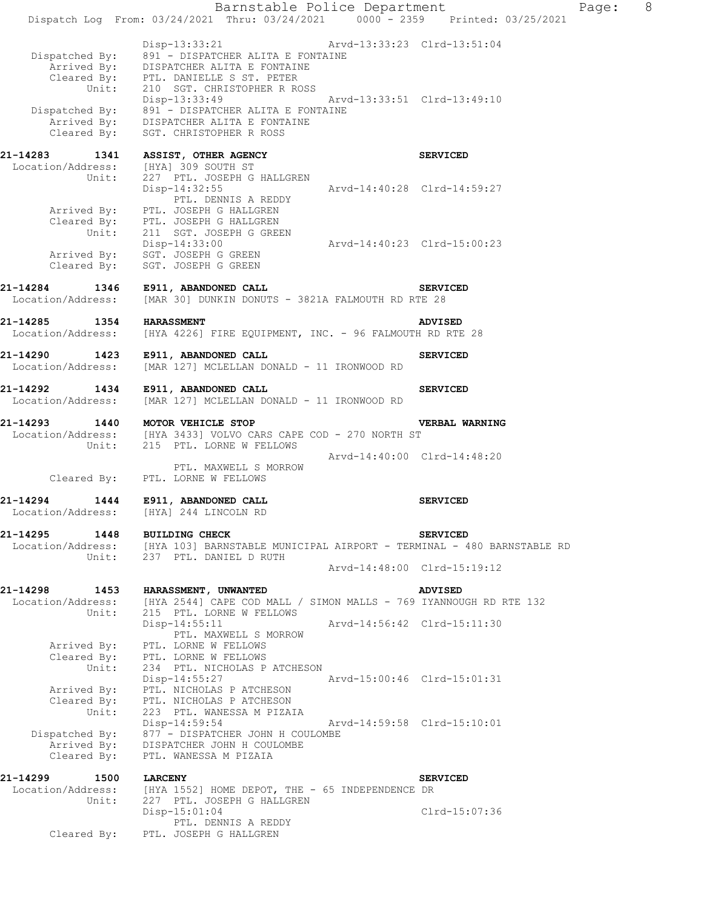```
        Disp-13:33:21                    Arvd-13:33:23  Clrd-13:51:04
Dispatched By:  891 - DISPATCHER ALITA E FONTAINE
   Arrived By:  DISPATCHER ALITA E FONTAINE
   Cleared By:  PTL. DANIELLE S ST. PETER
        Unit:   210  SGT. CHRISTOPHER R ROSS
        Disp-13:33:49                    Arvd-13:33:51  Clrd-13:49:10
Dispatched By:  891 - DISPATCHER ALITA E FONTAINE
   Arrived By:  DISPATCHER ALITA E FONTAINE
   Cleared By:  SGT. CHRISTOPHER R ROSS
```

**21-14283 1341 ASSIST, OTHER AGENCY** — **SERVICED**

```
Location/Address:  [HYA] 309 SOUTH ST
           Unit:   227  PTL. JOSEPH G HALLGREN
        Disp-14:32:55                    Arvd-14:40:28  Clrd-14:59:27
                   PTL. DENNIS A REDDY
     Arrived By:   PTL. JOSEPH G HALLGREN
     Cleared By:   PTL. JOSEPH G HALLGREN
           Unit:   211  SGT. JOSEPH G GREEN
        Disp-14:33:00                    Arvd-14:40:23  Clrd-15:00:23
     Arrived By:   SGT. JOSEPH G GREEN
     Cleared By:   SGT. JOSEPH G GREEN
```

**21-14284 1346 E911, ABANDONED CALL** — **SERVICED**

```
Location/Address:  [MAR 30] DUNKIN DONUTS - 3821A FALMOUTH RD RTE 28
```

**21-14285 1354 HARASSMENT** — **ADVISED**

```
Location/Address:  [HYA 4226] FIRE EQUIPMENT, INC. - 96 FALMOUTH RD RTE 28
```

**21-14290 1423 E911, ABANDONED CALL** — **SERVICED**

```
Location/Address:  [MAR 127] MCLELLAN DONALD - 11 IRONWOOD RD
```

**21-14292 1434 E911, ABANDONED CALL** — **SERVICED**

```
Location/Address:  [MAR 127] MCLELLAN DONALD - 11 IRONWOOD RD
```

**21-14293 1440 MOTOR VEHICLE STOP** — **VERBAL WARNING**

```
Location/Address:  [HYA 3433] VOLVO CARS CAPE COD - 270 NORTH ST
           Unit:   215  PTL. LORNE W FELLOWS
                                         Arvd-14:40:00  Clrd-14:48:20
                   PTL. MAXWELL S MORROW
     Cleared By:   PTL. LORNE W FELLOWS
```

**21-14294 1444 E911, ABANDONED CALL** — **SERVICED**

```
Location/Address:  [HYA] 244 LINCOLN RD
```

**21-14295 1448 BUILDING CHECK** — **SERVICED**

```
Location/Address:  [HYA 103] BARNSTABLE MUNICIPAL AIRPORT - TERMINAL - 480 BARNSTABLE RD
           Unit:   237  PTL. DANIEL D RUTH
                                         Arvd-14:48:00  Clrd-15:19:12
```

**21-14298 1453 HARASSMENT, UNWANTED** — **ADVISED**

```
Location/Address:  [HYA 2544] CAPE COD MALL / SIMON MALLS - 769 IYANNOUGH RD RTE 132
           Unit:   215  PTL. LORNE W FELLOWS
        Disp-14:55:11                    Arvd-14:56:42  Clrd-15:11:30
                   PTL. MAXWELL S MORROW
     Arrived By:   PTL. LORNE W FELLOWS
     Cleared By:   PTL. LORNE W FELLOWS
           Unit:   234  PTL. NICHOLAS P ATCHESON
        Disp-14:55:27                    Arvd-15:00:46  Clrd-15:01:31
     Arrived By:   PTL. NICHOLAS P ATCHESON
     Cleared By:   PTL. NICHOLAS P ATCHESON
           Unit:   223  PTL. WANESSA M PIZAIA
        Disp-14:59:54                    Arvd-14:59:58  Clrd-15:10:01
  Dispatched By:   877 - DISPATCHER JOHN H COULOMBE
     Arrived By:   DISPATCHER JOHN H COULOMBE
     Cleared By:   PTL. WANESSA M PIZAIA
```

**21-14299 1500 LARCENY** — **SERVICED**

```
Location/Address:  [HYA 1552] HOME DEPOT, THE - 65 INDEPENDENCE DR
           Unit:   227  PTL. JOSEPH G HALLGREN
        Disp-15:01:04                                   Clrd-15:07:36
                   PTL. DENNIS A REDDY
     Cleared By:   PTL. JOSEPH G HALLGREN
```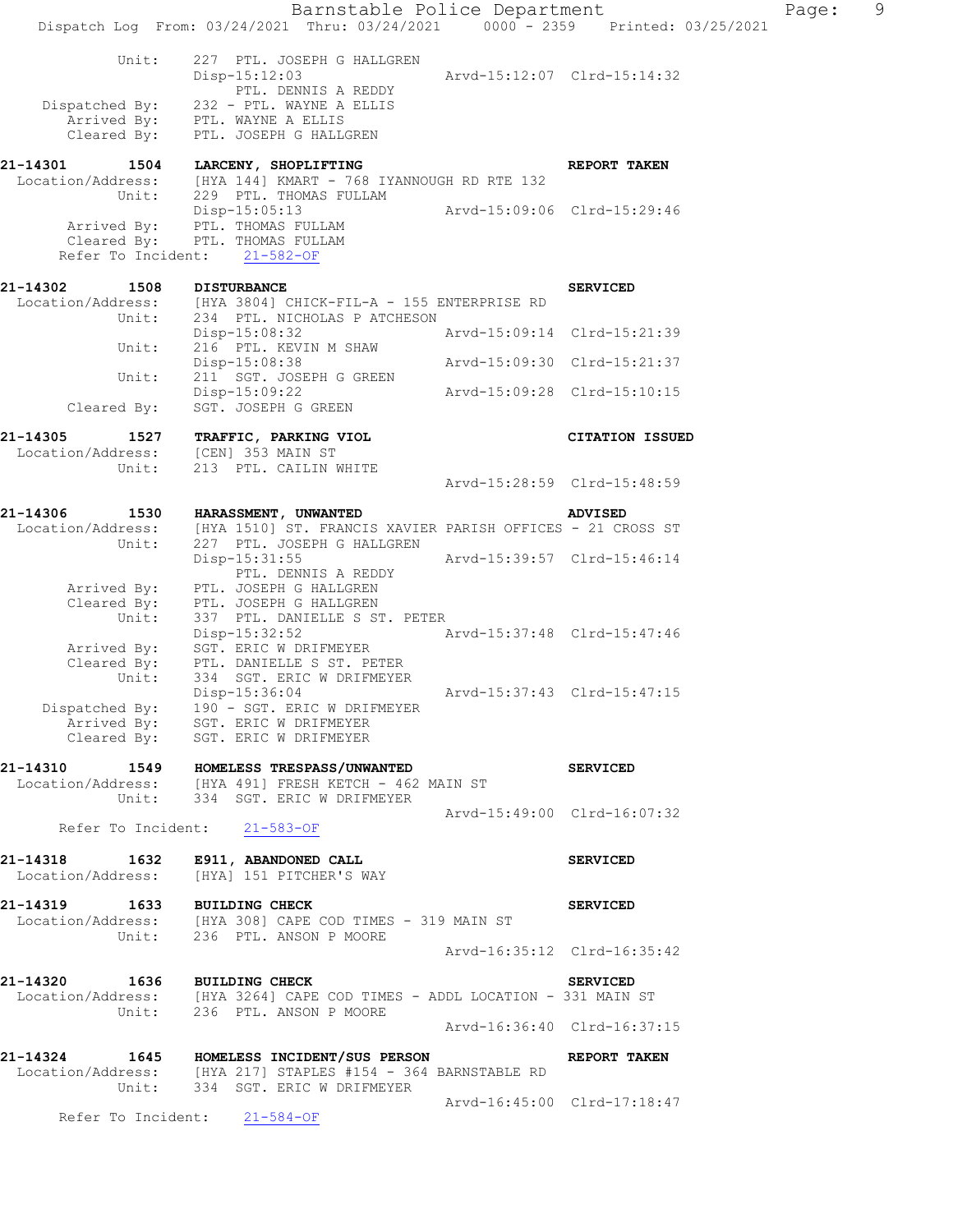```
          Unit:     227  PTL. JOSEPH G HALLGREN
                    Disp-15:12:03                  Arvd-15:12:07  Clrd-15:14:32
                         PTL. DENNIS A REDDY
   Dispatched By:   232 - PTL. WAYNE A ELLIS
      Arrived By:   PTL. WAYNE A ELLIS
      Cleared By:   PTL. JOSEPH G HALLGREN

21-14301      1504  LARCENY, SHOPLIFTING                            REPORT TAKEN
 Location/Address:  [HYA 144] KMART - 768 IYANNOUGH RD RTE 132
            Unit:   229  PTL. THOMAS FULLAM
                    Disp-15:05:13                  Arvd-15:09:06  Clrd-15:29:46
      Arrived By:   PTL. THOMAS FULLAM
      Cleared By:   PTL. THOMAS FULLAM
    Refer To Incident:    21-582-OF

21-14302      1508  DISTURBANCE                                     SERVICED
 Location/Address:  [HYA 3804] CHICK-FIL-A - 155 ENTERPRISE RD
            Unit:   234  PTL. NICHOLAS P ATCHESON
                    Disp-15:08:32                  Arvd-15:09:14  Clrd-15:21:39
            Unit:   216  PTL. KEVIN M SHAW
                    Disp-15:08:38                  Arvd-15:09:30  Clrd-15:21:37
            Unit:   211  SGT. JOSEPH G GREEN
                    Disp-15:09:22                  Arvd-15:09:28  Clrd-15:10:15
      Cleared By:   SGT. JOSEPH G GREEN

21-14305      1527  TRAFFIC, PARKING VIOL                           CITATION ISSUED
 Location/Address:  [CEN] 353 MAIN ST
            Unit:   213  PTL. CAILIN WHITE
                                                   Arvd-15:28:59  Clrd-15:48:59

21-14306      1530  HARASSMENT, UNWANTED                            ADVISED
 Location/Address:  [HYA 1510] ST. FRANCIS XAVIER PARISH OFFICES - 21 CROSS ST
            Unit:   227  PTL. JOSEPH G HALLGREN
                    Disp-15:31:55                  Arvd-15:39:57  Clrd-15:46:14
                         PTL. DENNIS A REDDY
      Arrived By:   PTL. JOSEPH G HALLGREN
      Cleared By:   PTL. JOSEPH G HALLGREN
            Unit:   337  PTL. DANIELLE S ST. PETER
                    Disp-15:32:52                  Arvd-15:37:48  Clrd-15:47:46
      Arrived By:   SGT. ERIC W DRIFMEYER
      Cleared By:   PTL. DANIELLE S ST. PETER
            Unit:   334  SGT. ERIC W DRIFMEYER
                    Disp-15:36:04                  Arvd-15:37:43  Clrd-15:47:15
   Dispatched By:   190 - SGT. ERIC W DRIFMEYER
      Arrived By:   SGT. ERIC W DRIFMEYER
      Cleared By:   SGT. ERIC W DRIFMEYER

21-14310      1549  HOMELESS TRESPASS/UNWANTED                      SERVICED
 Location/Address:  [HYA 491] FRESH KETCH - 462 MAIN ST
            Unit:   334  SGT. ERIC W DRIFMEYER
                                                   Arvd-15:49:00  Clrd-16:07:32
    Refer To Incident:    21-583-OF

21-14318      1632  E911, ABANDONED CALL                            SERVICED
 Location/Address:  [HYA] 151 PITCHER'S WAY

21-14319      1633  BUILDING CHECK                                  SERVICED
 Location/Address:  [HYA 308] CAPE COD TIMES - 319 MAIN ST
            Unit:   236  PTL. ANSON P MOORE
                                                   Arvd-16:35:12  Clrd-16:35:42

21-14320      1636  BUILDING CHECK                                  SERVICED
 Location/Address:  [HYA 3264] CAPE COD TIMES - ADDL LOCATION - 331 MAIN ST
            Unit:   236  PTL. ANSON P MOORE
                                                   Arvd-16:36:40  Clrd-16:37:15

21-14324      1645  HOMELESS INCIDENT/SUS PERSON                    REPORT TAKEN
 Location/Address:  [HYA 217] STAPLES #154 - 364 BARNSTABLE RD
            Unit:   334  SGT. ERIC W DRIFMEYER
                                                   Arvd-16:45:00  Clrd-17:18:47
    Refer To Incident:    21-584-OF
```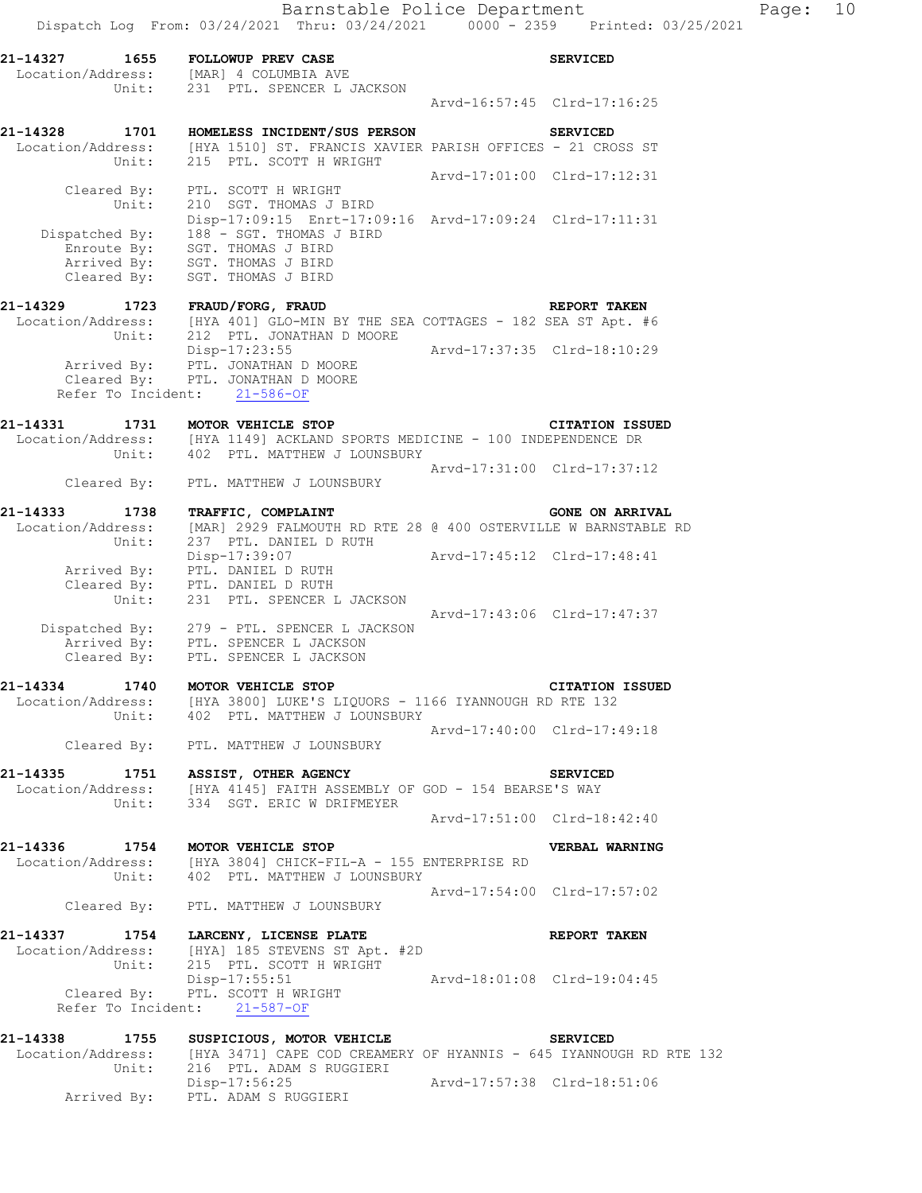```
21-14327        1655   FOLLOWUP PREV CASE                              SERVICED
 Location/Address:     [MAR] 4 COLUMBIA AVE
            Unit:      231  PTL. SPENCER L JACKSON
                                                   Arvd-16:57:45  Clrd-17:16:25

21-14328        1701   HOMELESS INCIDENT/SUS PERSON                    SERVICED
 Location/Address:     [HYA 1510] ST. FRANCIS XAVIER PARISH OFFICES - 21 CROSS ST
            Unit:      215  PTL. SCOTT H WRIGHT
                                                   Arvd-17:01:00  Clrd-17:12:31
       Cleared By:     PTL. SCOTT H WRIGHT
            Unit:      210  SGT. THOMAS J BIRD
                       Disp-17:09:15  Enrt-17:09:16  Arvd-17:09:24  Clrd-17:11:31
    Dispatched By:     188 - SGT. THOMAS J BIRD
       Enroute By:     SGT. THOMAS J BIRD
       Arrived By:     SGT. THOMAS J BIRD
       Cleared By:     SGT. THOMAS J BIRD

21-14329        1723   FRAUD/FORG, FRAUD                               REPORT TAKEN
 Location/Address:     [HYA 401] GLO-MIN BY THE SEA COTTAGES - 182 SEA ST Apt. #6
            Unit:      212  PTL. JONATHAN D MOORE
                       Disp-17:23:55               Arvd-17:37:35  Clrd-18:10:29
       Arrived By:     PTL. JONATHAN D MOORE
       Cleared By:     PTL. JONATHAN D MOORE
   Refer To Incident:    21-586-OF

21-14331        1731   MOTOR VEHICLE STOP                              CITATION ISSUED
 Location/Address:     [HYA 1149] ACKLAND SPORTS MEDICINE - 100 INDEPENDENCE DR
            Unit:      402  PTL. MATTHEW J LOUNSBURY
                                                   Arvd-17:31:00  Clrd-17:37:12
       Cleared By:     PTL. MATTHEW J LOUNSBURY

21-14333        1738   TRAFFIC, COMPLAINT                              GONE ON ARRIVAL
 Location/Address:     [MAR] 2929 FALMOUTH RD RTE 28 @ 400 OSTERVILLE W BARNSTABLE RD
            Unit:      237  PTL. DANIEL D RUTH
                       Disp-17:39:07               Arvd-17:45:12  Clrd-17:48:41
       Arrived By:     PTL. DANIEL D RUTH
       Cleared By:     PTL. DANIEL D RUTH
            Unit:      231  PTL. SPENCER L JACKSON
                                                   Arvd-17:43:06  Clrd-17:47:37
    Dispatched By:     279 - PTL. SPENCER L JACKSON
       Arrived By:     PTL. SPENCER L JACKSON
       Cleared By:     PTL. SPENCER L JACKSON

21-14334        1740   MOTOR VEHICLE STOP                              CITATION ISSUED
 Location/Address:     [HYA 3800] LUKE'S LIQUORS - 1166 IYANNOUGH RD RTE 132
            Unit:      402  PTL. MATTHEW J LOUNSBURY
                                                   Arvd-17:40:00  Clrd-17:49:18
       Cleared By:     PTL. MATTHEW J LOUNSBURY

21-14335        1751   ASSIST, OTHER AGENCY                            SERVICED
 Location/Address:     [HYA 4145] FAITH ASSEMBLY OF GOD - 154 BEARSE'S WAY
            Unit:      334  SGT. ERIC W DRIFMEYER
                                                   Arvd-17:51:00  Clrd-18:42:40

21-14336        1754   MOTOR VEHICLE STOP                              VERBAL WARNING
 Location/Address:     [HYA 3804] CHICK-FIL-A - 155 ENTERPRISE RD
            Unit:      402  PTL. MATTHEW J LOUNSBURY
                                                   Arvd-17:54:00  Clrd-17:57:02
       Cleared By:     PTL. MATTHEW J LOUNSBURY

21-14337        1754   LARCENY, LICENSE PLATE                          REPORT TAKEN
 Location/Address:     [HYA] 185 STEVENS ST Apt. #2D
            Unit:      215  PTL. SCOTT H WRIGHT
                       Disp-17:55:51               Arvd-18:01:08  Clrd-19:04:45
       Cleared By:     PTL. SCOTT H WRIGHT
   Refer To Incident:    21-587-OF

21-14338        1755   SUSPICIOUS, MOTOR VEHICLE                       SERVICED
 Location/Address:     [HYA 3471] CAPE COD CREAMERY OF HYANNIS - 645 IYANNOUGH RD RTE 132
            Unit:      216  PTL. ADAM S RUGGIERI
                       Disp-17:56:25               Arvd-17:57:38  Clrd-18:51:06
       Arrived By:     PTL. ADAM S RUGGIERI
```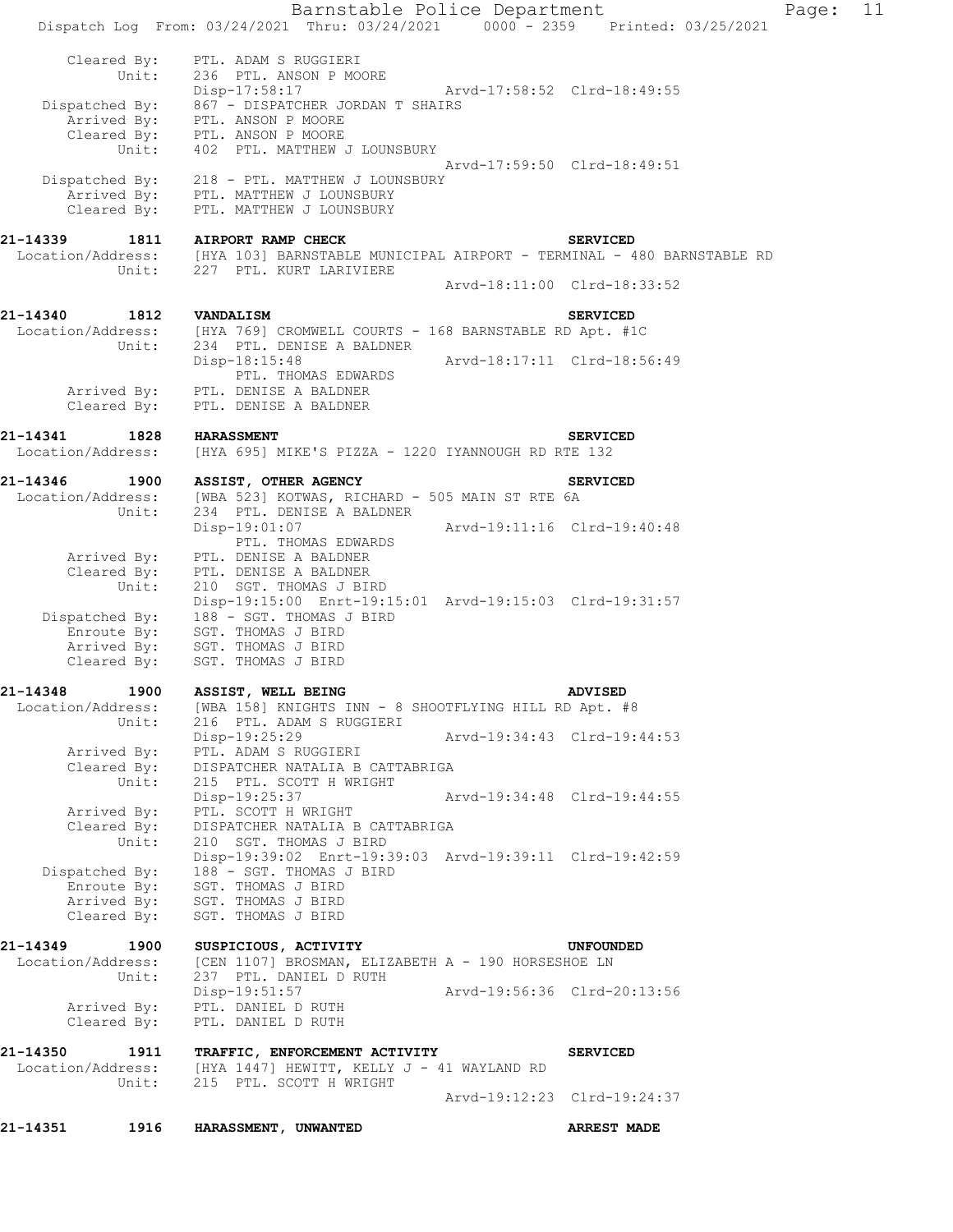```
        Cleared By:    PTL. ADAM S RUGGIERI
             Unit:     236  PTL. ANSON P MOORE
                       Disp-17:58:17                 Arvd-17:58:52  Clrd-18:49:55
    Dispatched By:     867 - DISPATCHER JORDAN T SHAIRS
       Arrived By:     PTL. ANSON P MOORE
       Cleared By:     PTL. ANSON P MOORE
             Unit:     402  PTL. MATTHEW J LOUNSBURY
                                                     Arvd-17:59:50  Clrd-18:49:51
    Dispatched By:     218 - PTL. MATTHEW J LOUNSBURY
       Arrived By:     PTL. MATTHEW J LOUNSBURY
       Cleared By:     PTL. MATTHEW J LOUNSBURY

21-14339       1811    AIRPORT RAMP CHECK                                SERVICED
 Location/Address:     [HYA 103] BARNSTABLE MUNICIPAL AIRPORT - TERMINAL - 480 BARNSTABLE RD
             Unit:     227  PTL. KURT LARIVIERE
                                                     Arvd-18:11:00  Clrd-18:33:52

21-14340       1812    VANDALISM                                         SERVICED
 Location/Address:     [HYA 769] CROMWELL COURTS - 168 BARNSTABLE RD Apt. #1C
             Unit:     234  PTL. DENISE A BALDNER
                       Disp-18:15:48                 Arvd-18:17:11  Clrd-18:56:49
                          PTL. THOMAS EDWARDS
       Arrived By:     PTL. DENISE A BALDNER
       Cleared By:     PTL. DENISE A BALDNER

21-14341       1828    HARASSMENT                                        SERVICED
 Location/Address:     [HYA 695] MIKE'S PIZZA - 1220 IYANNOUGH RD RTE 132

21-14346       1900    ASSIST, OTHER AGENCY                              SERVICED
 Location/Address:     [WBA 523] KOTWAS, RICHARD - 505 MAIN ST RTE 6A
             Unit:     234  PTL. DENISE A BALDNER
                       Disp-19:01:07                 Arvd-19:11:16  Clrd-19:40:48
                          PTL. THOMAS EDWARDS
       Arrived By:     PTL. DENISE A BALDNER
       Cleared By:     PTL. DENISE A BALDNER
             Unit:     210  SGT. THOMAS J BIRD
                       Disp-19:15:00  Enrt-19:15:01  Arvd-19:15:03  Clrd-19:31:57
    Dispatched By:     188 - SGT. THOMAS J BIRD
       Enroute By:     SGT. THOMAS J BIRD
       Arrived By:     SGT. THOMAS J BIRD
       Cleared By:     SGT. THOMAS J BIRD

21-14348       1900    ASSIST, WELL BEING                                ADVISED
 Location/Address:     [WBA 158] KNIGHTS INN - 8 SHOOTFLYING HILL RD Apt. #8
             Unit:     216  PTL. ADAM S RUGGIERI
                       Disp-19:25:29                 Arvd-19:34:43  Clrd-19:44:53
       Arrived By:     PTL. ADAM S RUGGIERI
       Cleared By:     DISPATCHER NATALIA B CATTABRIGA
             Unit:     215  PTL. SCOTT H WRIGHT
                       Disp-19:25:37                 Arvd-19:34:48  Clrd-19:44:55
       Arrived By:     PTL. SCOTT H WRIGHT
       Cleared By:     DISPATCHER NATALIA B CATTABRIGA
             Unit:     210  SGT. THOMAS J BIRD
                       Disp-19:39:02  Enrt-19:39:03  Arvd-19:39:11  Clrd-19:42:59
    Dispatched By:     188 - SGT. THOMAS J BIRD
       Enroute By:     SGT. THOMAS J BIRD
       Arrived By:     SGT. THOMAS J BIRD
       Cleared By:     SGT. THOMAS J BIRD

21-14349       1900    SUSPICIOUS, ACTIVITY                              UNFOUNDED
 Location/Address:     [CEN 1107] BROSMAN, ELIZABETH A - 190 HORSESHOE LN
             Unit:     237  PTL. DANIEL D RUTH
                       Disp-19:51:57                 Arvd-19:56:36  Clrd-20:13:56
       Arrived By:     PTL. DANIEL D RUTH
       Cleared By:     PTL. DANIEL D RUTH

21-14350       1911    TRAFFIC, ENFORCEMENT ACTIVITY                     SERVICED
 Location/Address:     [HYA 1447] HEWITT, KELLY J - 41 WAYLAND RD
             Unit:     215  PTL. SCOTT H WRIGHT
                                                     Arvd-19:12:23  Clrd-19:24:37

21-14351       1916    HARASSMENT, UNWANTED                              ARREST MADE
```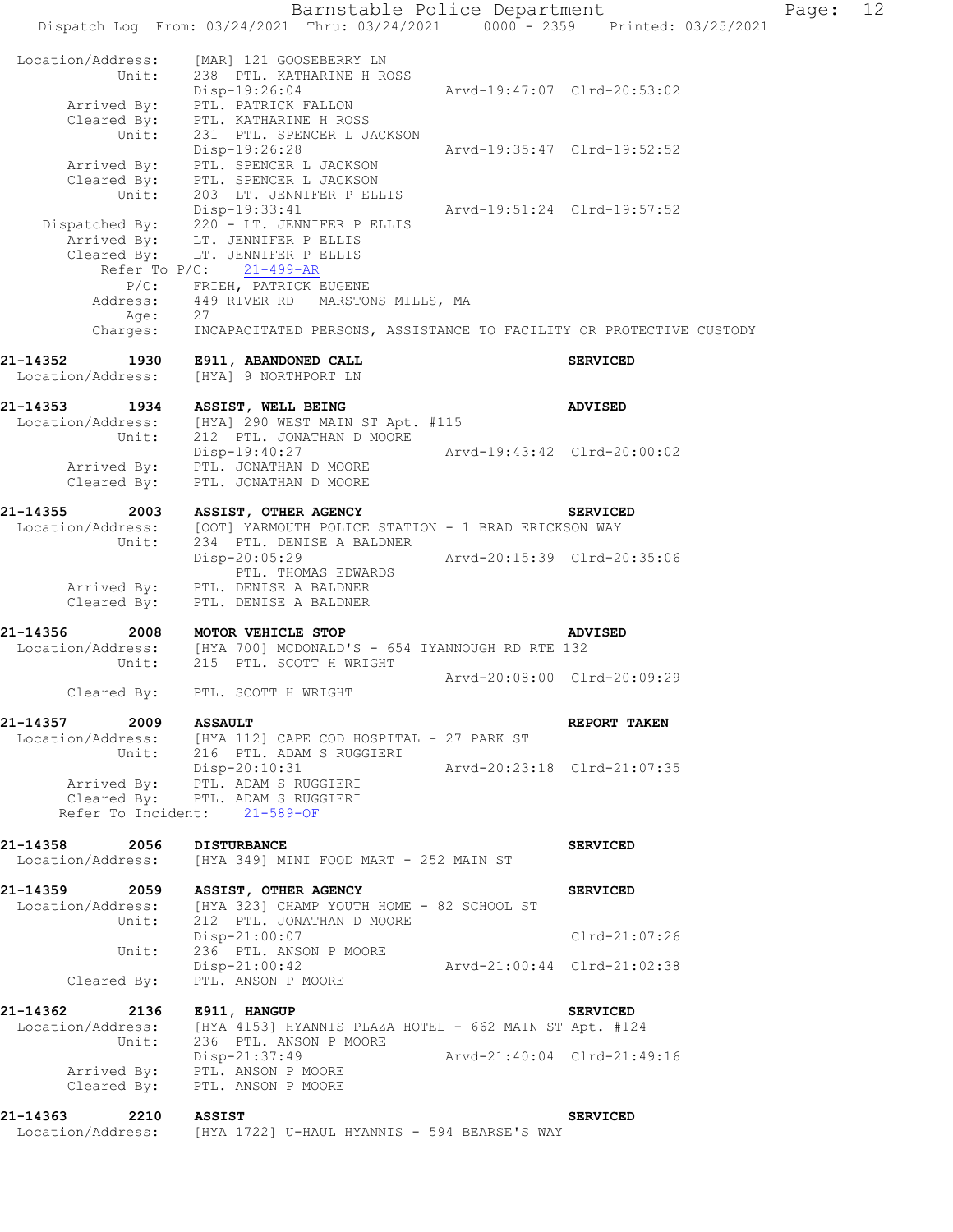```
Location/Address:    [MAR] 121 GOOSEBERRY LN
            Unit:    238  PTL. KATHARINE H ROSS
                     Disp-19:26:04                 Arvd-19:47:07  Clrd-20:53:02
      Arrived By:    PTL. PATRICK FALLON
      Cleared By:    PTL. KATHARINE H ROSS
            Unit:    231  PTL. SPENCER L JACKSON
                     Disp-19:26:28                 Arvd-19:35:47  Clrd-19:52:52
      Arrived By:    PTL. SPENCER L JACKSON
      Cleared By:    PTL. SPENCER L JACKSON
            Unit:    203  LT. JENNIFER P ELLIS
                     Disp-19:33:41                 Arvd-19:51:24  Clrd-19:57:52
   Dispatched By:    220 - LT. JENNIFER P ELLIS
      Arrived By:    LT. JENNIFER P ELLIS
      Cleared By:    LT. JENNIFER P ELLIS
     Refer To P/C:   21-499-AR
             P/C:    FRIEH, PATRICK EUGENE
         Address:    449 RIVER RD   MARSTONS MILLS, MA
             Age:    27
         Charges:    INCAPACITATED PERSONS, ASSISTANCE TO FACILITY OR PROTECTIVE CUSTODY

21-14352      1930   E911, ABANDONED CALL                          SERVICED
 Location/Address:   [HYA] 9 NORTHPORT LN

21-14353      1934   ASSIST, WELL BEING                            ADVISED
 Location/Address:   [HYA] 290 WEST MAIN ST Apt. #115
            Unit:    212  PTL. JONATHAN D MOORE
                     Disp-19:40:27                 Arvd-19:43:42  Clrd-20:00:02
      Arrived By:    PTL. JONATHAN D MOORE
      Cleared By:    PTL. JONATHAN D MOORE

21-14355      2003   ASSIST, OTHER AGENCY                          SERVICED
 Location/Address:   [OOT] YARMOUTH POLICE STATION - 1 BRAD ERICKSON WAY
            Unit:    234  PTL. DENISE A BALDNER
                     Disp-20:05:29                 Arvd-20:15:39  Clrd-20:35:06
                        PTL. THOMAS EDWARDS
      Arrived By:    PTL. DENISE A BALDNER
      Cleared By:    PTL. DENISE A BALDNER

21-14356      2008   MOTOR VEHICLE STOP                            ADVISED
 Location/Address:   [HYA 700] MCDONALD'S - 654 IYANNOUGH RD RTE 132
            Unit:    215  PTL. SCOTT H WRIGHT
                                                   Arvd-20:08:00  Clrd-20:09:29
      Cleared By:    PTL. SCOTT H WRIGHT

21-14357      2009   ASSAULT                                       REPORT TAKEN
 Location/Address:   [HYA 112] CAPE COD HOSPITAL - 27 PARK ST
            Unit:    216  PTL. ADAM S RUGGIERI
                     Disp-20:10:31                 Arvd-20:23:18  Clrd-21:07:35
      Arrived By:    PTL. ADAM S RUGGIERI
      Cleared By:    PTL. ADAM S RUGGIERI
   Refer To Incident:   21-589-OF

21-14358      2056   DISTURBANCE                                   SERVICED
 Location/Address:   [HYA 349] MINI FOOD MART - 252 MAIN ST

21-14359      2059   ASSIST, OTHER AGENCY                          SERVICED
 Location/Address:   [HYA 323] CHAMP YOUTH HOME - 82 SCHOOL ST
            Unit:    212  PTL. JONATHAN D MOORE
                     Disp-21:00:07                                Clrd-21:07:26
            Unit:    236  PTL. ANSON P MOORE
                     Disp-21:00:42                 Arvd-21:00:44  Clrd-21:02:38
      Cleared By:    PTL. ANSON P MOORE

21-14362      2136   E911, HANGUP                                  SERVICED
 Location/Address:   [HYA 4153] HYANNIS PLAZA HOTEL - 662 MAIN ST Apt. #124
            Unit:    236  PTL. ANSON P MOORE
                     Disp-21:37:49                 Arvd-21:40:04  Clrd-21:49:16
      Arrived By:    PTL. ANSON P MOORE
      Cleared By:    PTL. ANSON P MOORE

21-14363      2210   ASSIST                                        SERVICED
 Location/Address:   [HYA 1722] U-HAUL HYANNIS - 594 BEARSE'S WAY
```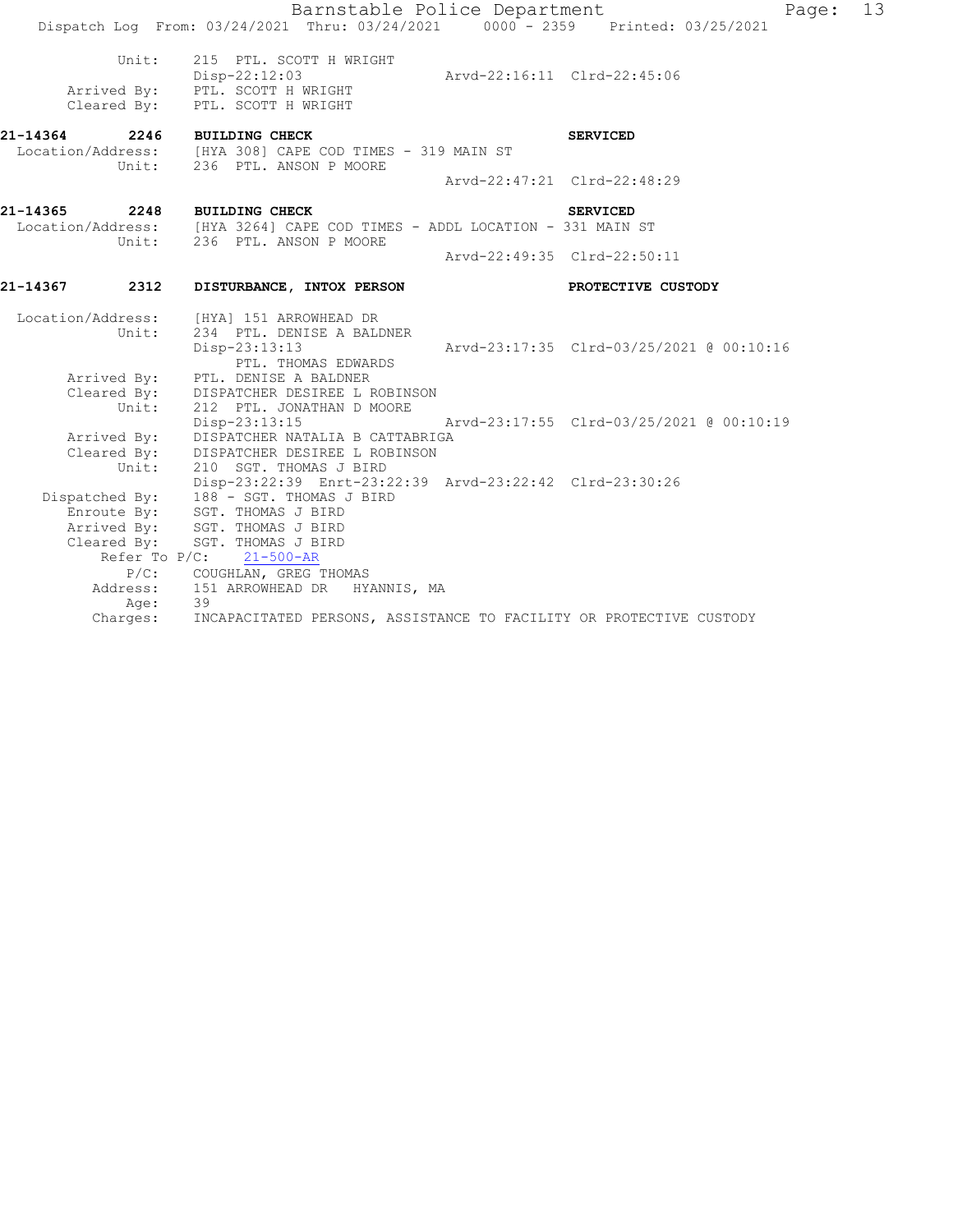```
          Unit:     215  PTL. SCOTT H WRIGHT
                    Disp-22:12:03                Arvd-22:16:11  Clrd-22:45:06
    Arrived By:     PTL. SCOTT H WRIGHT
    Cleared By:     PTL. SCOTT H WRIGHT

21-14364     2246   BUILDING CHECK                              SERVICED
 Location/Address:  [HYA 308] CAPE COD TIMES - 319 MAIN ST
          Unit:     236  PTL. ANSON P MOORE
                                                 Arvd-22:47:21  Clrd-22:48:29

21-14365     2248   BUILDING CHECK                              SERVICED
 Location/Address:  [HYA 3264] CAPE COD TIMES - ADDL LOCATION - 331 MAIN ST
          Unit:     236  PTL. ANSON P MOORE
                                                 Arvd-22:49:35  Clrd-22:50:11

21-14367     2312   DISTURBANCE, INTOX PERSON                   PROTECTIVE CUSTODY

 Location/Address:  [HYA] 151 ARROWHEAD DR
          Unit:     234  PTL. DENISE A BALDNER
                    Disp-23:13:13                Arvd-23:17:35  Clrd-03/25/2021 @ 00:10:16
                         PTL. THOMAS EDWARDS
    Arrived By:     PTL. DENISE A BALDNER
    Cleared By:     DISPATCHER DESIREE L ROBINSON
          Unit:     212  PTL. JONATHAN D MOORE
                    Disp-23:13:15                Arvd-23:17:55  Clrd-03/25/2021 @ 00:10:19
    Arrived By:     DISPATCHER NATALIA B CATTABRIGA
    Cleared By:     DISPATCHER DESIREE L ROBINSON
          Unit:     210  SGT. THOMAS J BIRD
                    Disp-23:22:39  Enrt-23:22:39  Arvd-23:22:42  Clrd-23:30:26
 Dispatched By:     188 - SGT. THOMAS J BIRD
    Enroute By:     SGT. THOMAS J BIRD
    Arrived By:     SGT. THOMAS J BIRD
    Cleared By:     SGT. THOMAS J BIRD
      Refer To P/C:    21-500-AR
           P/C:     COUGHLAN, GREG THOMAS
       Address:     151 ARROWHEAD DR   HYANNIS, MA
           Age:     39
       Charges:     INCAPACITATED PERSONS, ASSISTANCE TO FACILITY OR PROTECTIVE CUSTODY
```